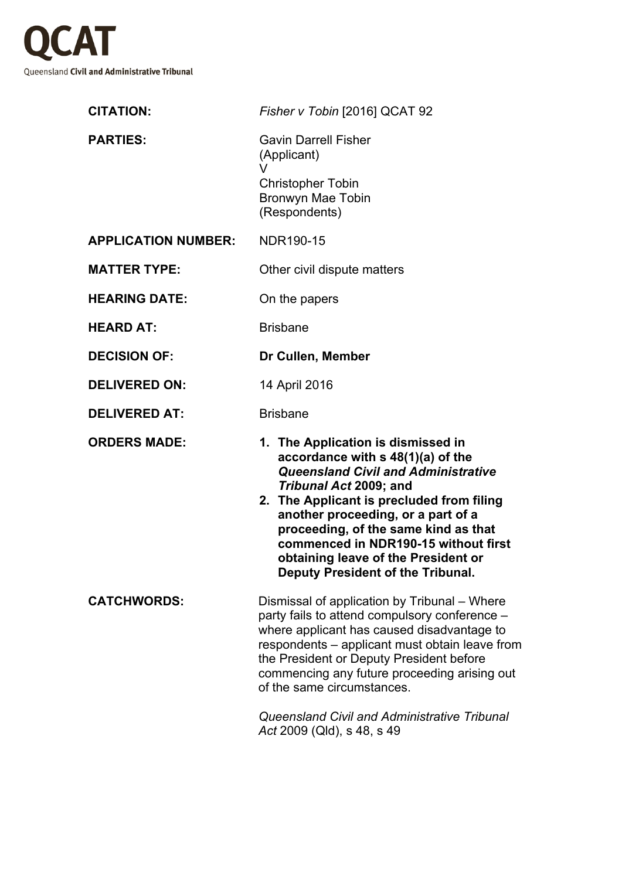# QCAT

Queensland **Civil and Administrative Tribunal**

| | |
|---|---|
| **CITATION:** | *Fisher v Tobin* [2016] QCAT 92 |
| **PARTIES:** | Gavin Darrell Fisher (Applicant) V Christopher Tobin Bronwyn Mae Tobin (Respondents) |
| **APPLICATION NUMBER:** | NDR190-15 |
| **MATTER TYPE:** | Other civil dispute matters |
| **HEARING DATE:** | On the papers |
| **HEARD AT:** | Brisbane |
| **DECISION OF:** | **Dr Cullen, Member** |
| **DELIVERED ON:** | 14 April 2016 |
| **DELIVERED AT:** | Brisbane |
| **ORDERS MADE:** | **1. The Application is dismissed in accordance with s 48(1)(a) of the *Queensland Civil and Administrative Tribunal Act* 2009; and** **2. The Applicant is precluded from filing another proceeding, or a part of a proceeding, of the same kind as that commenced in NDR190-15 without first obtaining leave of the President or Deputy President of the Tribunal.** |
| **CATCHWORDS:** | Dismissal of application by Tribunal – Where party fails to attend compulsory conference – where applicant has caused disadvantage to respondents – applicant must obtain leave from the President or Deputy President before commencing any future proceeding arising out of the same circumstances. *Queensland Civil and Administrative Tribunal Act* 2009 (Qld), s 48, s 49 |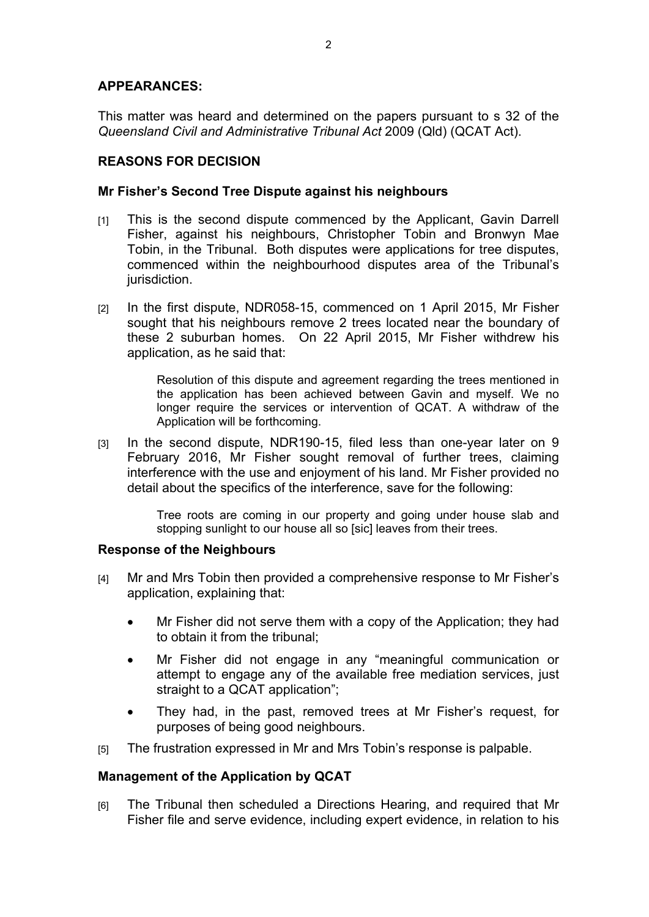**APPEARANCES:**

This matter was heard and determined on the papers pursuant to s 32 of the *Queensland Civil and Administrative Tribunal Act* 2009 (Qld) (QCAT Act).

**REASONS FOR DECISION**

**Mr Fisher's Second Tree Dispute against his neighbours**

[1] This is the second dispute commenced by the Applicant, Gavin Darrell Fisher, against his neighbours, Christopher Tobin and Bronwyn Mae Tobin, in the Tribunal. Both disputes were applications for tree disputes, commenced within the neighbourhood disputes area of the Tribunal's jurisdiction.

[2] In the first dispute, NDR058-15, commenced on 1 April 2015, Mr Fisher sought that his neighbours remove 2 trees located near the boundary of these 2 suburban homes. On 22 April 2015, Mr Fisher withdrew his application, as he said that:

> Resolution of this dispute and agreement regarding the trees mentioned in the application has been achieved between Gavin and myself. We no longer require the services or intervention of QCAT. A withdraw of the Application will be forthcoming.

[3] In the second dispute, NDR190-15, filed less than one-year later on 9 February 2016, Mr Fisher sought removal of further trees, claiming interference with the use and enjoyment of his land. Mr Fisher provided no detail about the specifics of the interference, save for the following:

> Tree roots are coming in our property and going under house slab and stopping sunlight to our house all so [sic] leaves from their trees.

**Response of the Neighbours**

[4] Mr and Mrs Tobin then provided a comprehensive response to Mr Fisher's application, explaining that:

- Mr Fisher did not serve them with a copy of the Application; they had to obtain it from the tribunal;
- Mr Fisher did not engage in any "meaningful communication or attempt to engage any of the available free mediation services, just straight to a QCAT application";
- They had, in the past, removed trees at Mr Fisher's request, for purposes of being good neighbours.

[5] The frustration expressed in Mr and Mrs Tobin's response is palpable.

**Management of the Application by QCAT**

[6] The Tribunal then scheduled a Directions Hearing, and required that Mr Fisher file and serve evidence, including expert evidence, in relation to his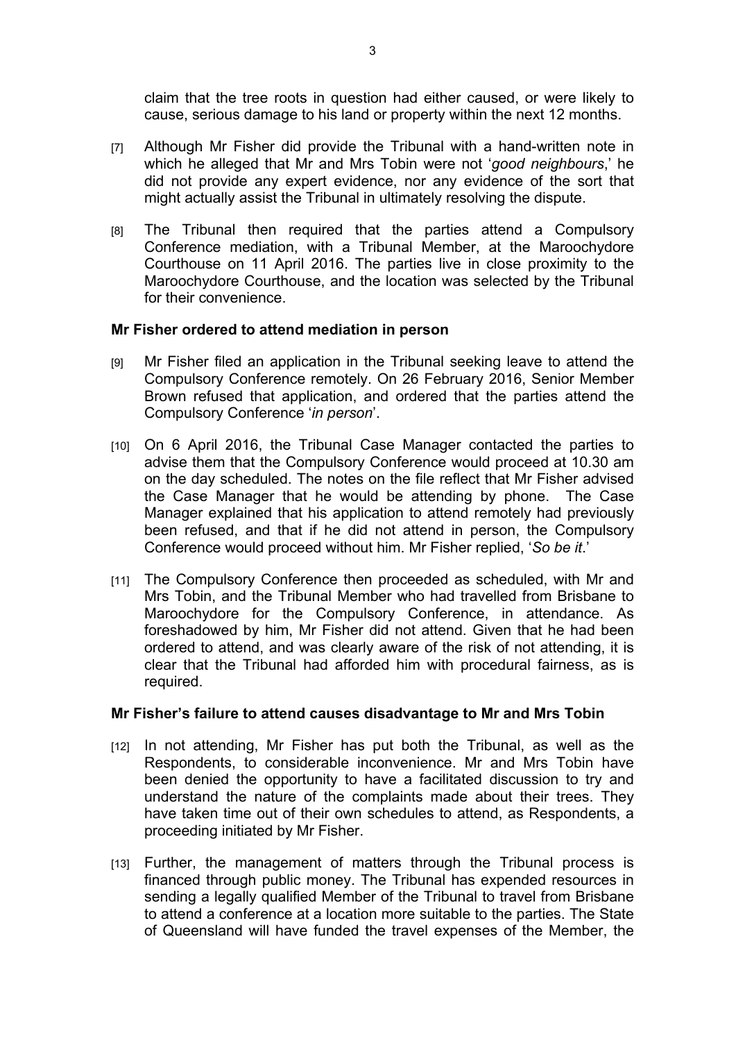claim that the tree roots in question had either caused, or were likely to cause, serious damage to his land or property within the next 12 months.

[7] Although Mr Fisher did provide the Tribunal with a hand-written note in which he alleged that Mr and Mrs Tobin were not '*good neighbours*,' he did not provide any expert evidence, nor any evidence of the sort that might actually assist the Tribunal in ultimately resolving the dispute.

[8] The Tribunal then required that the parties attend a Compulsory Conference mediation, with a Tribunal Member, at the Maroochydore Courthouse on 11 April 2016. The parties live in close proximity to the Maroochydore Courthouse, and the location was selected by the Tribunal for their convenience.

**Mr Fisher ordered to attend mediation in person**

[9] Mr Fisher filed an application in the Tribunal seeking leave to attend the Compulsory Conference remotely. On 26 February 2016, Senior Member Brown refused that application, and ordered that the parties attend the Compulsory Conference '*in person*'.

[10] On 6 April 2016, the Tribunal Case Manager contacted the parties to advise them that the Compulsory Conference would proceed at 10.30 am on the day scheduled. The notes on the file reflect that Mr Fisher advised the Case Manager that he would be attending by phone. The Case Manager explained that his application to attend remotely had previously been refused, and that if he did not attend in person, the Compulsory Conference would proceed without him. Mr Fisher replied, '*So be it*.'

[11] The Compulsory Conference then proceeded as scheduled, with Mr and Mrs Tobin, and the Tribunal Member who had travelled from Brisbane to Maroochydore for the Compulsory Conference, in attendance. As foreshadowed by him, Mr Fisher did not attend. Given that he had been ordered to attend, and was clearly aware of the risk of not attending, it is clear that the Tribunal had afforded him with procedural fairness, as is required.

**Mr Fisher's failure to attend causes disadvantage to Mr and Mrs Tobin**

[12] In not attending, Mr Fisher has put both the Tribunal, as well as the Respondents, to considerable inconvenience. Mr and Mrs Tobin have been denied the opportunity to have a facilitated discussion to try and understand the nature of the complaints made about their trees. They have taken time out of their own schedules to attend, as Respondents, a proceeding initiated by Mr Fisher.

[13] Further, the management of matters through the Tribunal process is financed through public money. The Tribunal has expended resources in sending a legally qualified Member of the Tribunal to travel from Brisbane to attend a conference at a location more suitable to the parties. The State of Queensland will have funded the travel expenses of the Member, the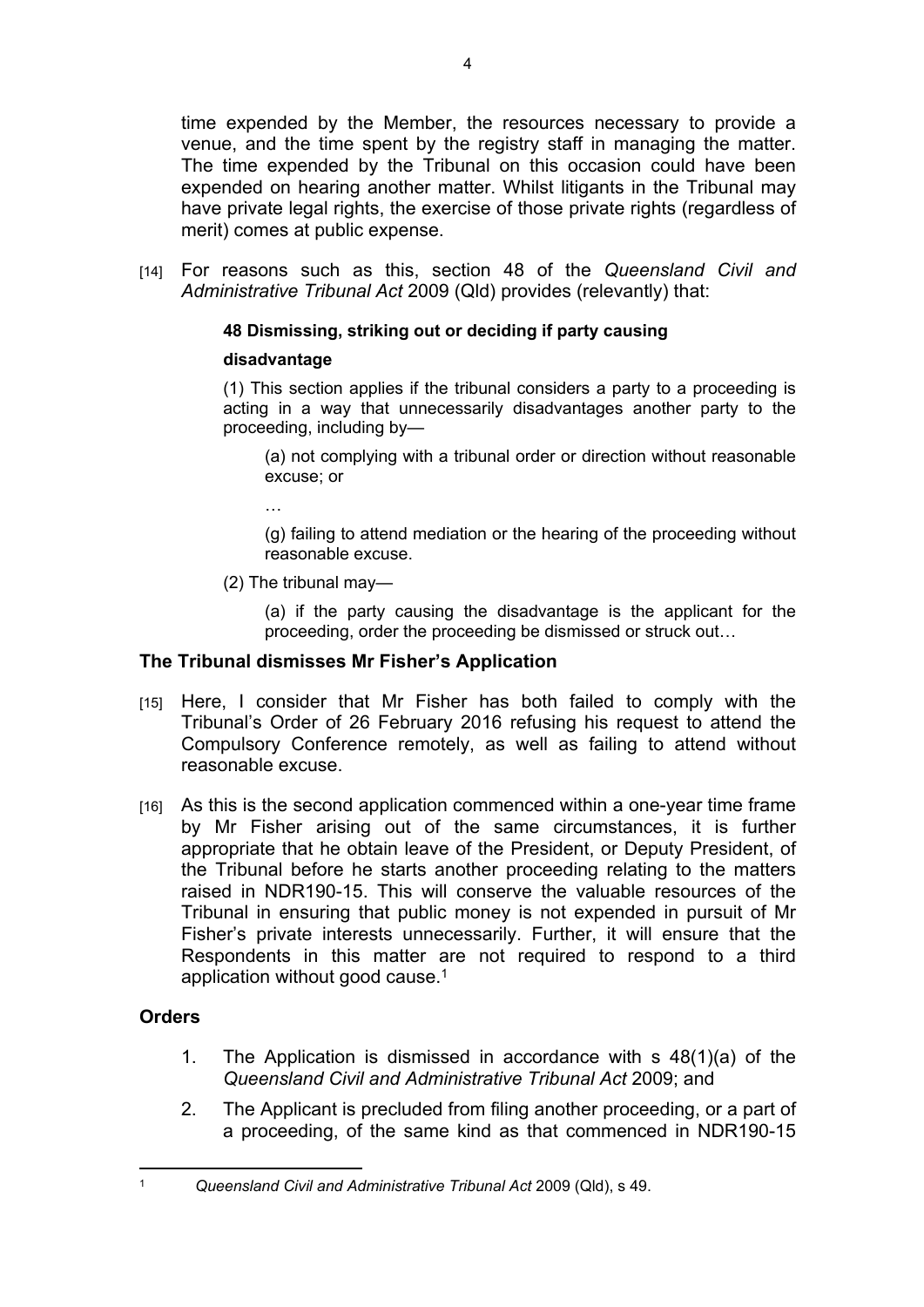time expended by the Member, the resources necessary to provide a venue, and the time spent by the registry staff in managing the matter. The time expended by the Tribunal on this occasion could have been expended on hearing another matter. Whilst litigants in the Tribunal may have private legal rights, the exercise of those private rights (regardless of merit) comes at public expense.

[14] For reasons such as this, section 48 of the *Queensland Civil and Administrative Tribunal Act* 2009 (Qld) provides (relevantly) that:

> **48 Dismissing, striking out or deciding if party causing disadvantage**
>
> (1) This section applies if the tribunal considers a party to a proceeding is acting in a way that unnecessarily disadvantages another party to the proceeding, including by—
>
> (a) not complying with a tribunal order or direction without reasonable excuse; or
>
> …
>
> (g) failing to attend mediation or the hearing of the proceeding without reasonable excuse.
>
> (2) The tribunal may—
>
> (a) if the party causing the disadvantage is the applicant for the proceeding, order the proceeding be dismissed or struck out…

## The Tribunal dismisses Mr Fisher's Application

[15] Here, I consider that Mr Fisher has both failed to comply with the Tribunal's Order of 26 February 2016 refusing his request to attend the Compulsory Conference remotely, as well as failing to attend without reasonable excuse.

[16] As this is the second application commenced within a one-year time frame by Mr Fisher arising out of the same circumstances, it is further appropriate that he obtain leave of the President, or Deputy President, of the Tribunal before he starts another proceeding relating to the matters raised in NDR190-15. This will conserve the valuable resources of the Tribunal in ensuring that public money is not expended in pursuit of Mr Fisher's private interests unnecessarily. Further, it will ensure that the Respondents in this matter are not required to respond to a third application without good cause.[1]

## Orders

1. The Application is dismissed in accordance with s 48(1)(a) of the *Queensland Civil and Administrative Tribunal Act* 2009; and
2. The Applicant is precluded from filing another proceeding, or a part of a proceeding, of the same kind as that commenced in NDR190-15

[1] *Queensland Civil and Administrative Tribunal Act* 2009 (Qld), s 49.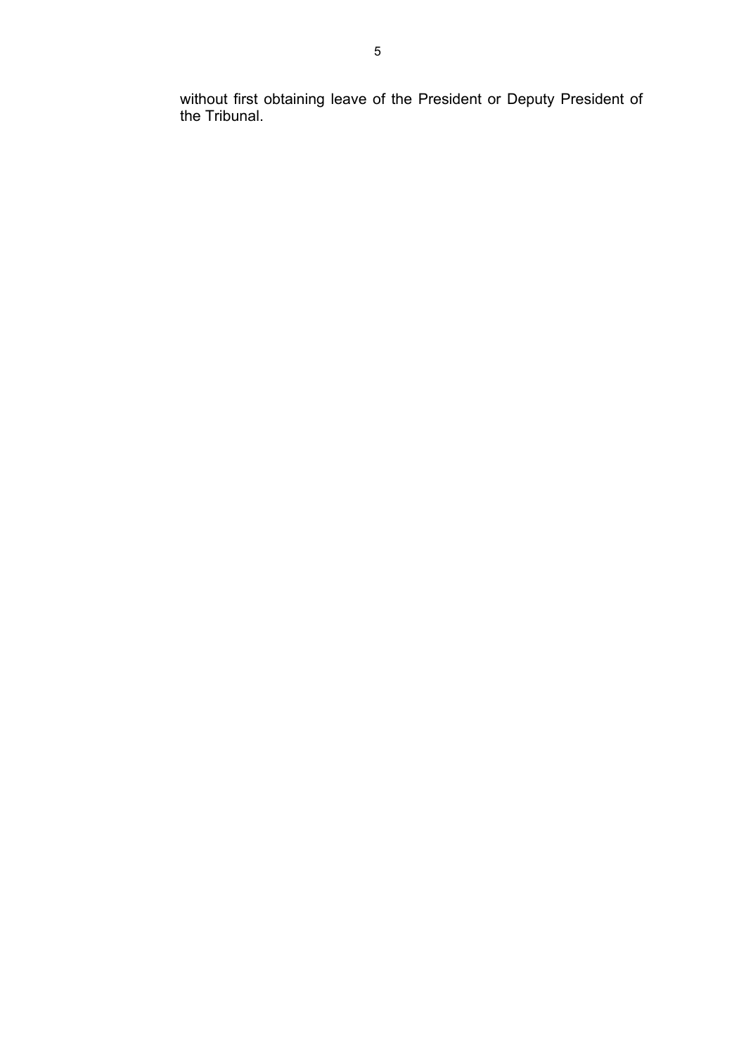without first obtaining leave of the President or Deputy President of the Tribunal.